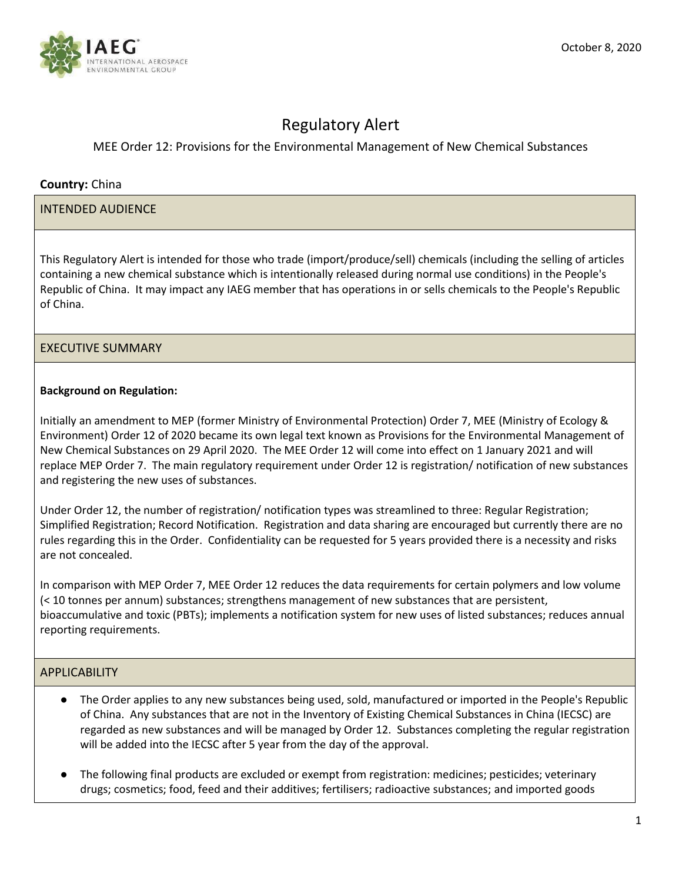October 8, 2020

# Regulatory Alert

## MEE Order 12: Provisions for the Environmental Management of New Chemical Substances

**Country:** China

### INTENDED AUDIENCE

This Regulatory Alert is intended for those who trade (import/produce/sell) chemicals (including the selling of articles containing a new chemical substance which is intentionally released during normal use conditions) in the People's Republic of China. It may impact any IAEG member that has operations in or sells chemicals to the People's Republic of China.

### EXECUTIVE SUMMARY

**Background on Regulation:**

Initially an amendment to MEP (former Ministry of Environmental Protection) Order 7, MEE (Ministry of Ecology & Environment) Order 12 of 2020 became its own legal text known as Provisions for the Environmental Management of New Chemical Substances on 29 April 2020. The MEE Order 12 will come into effect on 1 January 2021 and will replace MEP Order 7. The main regulatory requirement under Order 12 is registration/ notification of new substances and registering the new uses of substances.

Under Order 12, the number of registration/ notification types was streamlined to three: Regular Registration; Simplified Registration; Record Notification. Registration and data sharing are encouraged but currently there are no rules regarding this in the Order. Confidentiality can be requested for 5 years provided there is a necessity and risks are not concealed.

In comparison with MEP Order 7, MEE Order 12 reduces the data requirements for certain polymers and low volume (< 10 tonnes per annum) substances; strengthens management of new substances that are persistent, bioaccumulative and toxic (PBTs); implements a notification system for new uses of listed substances; reduces annual reporting requirements.

### APPLICABILITY

- The Order applies to any new substances being used, sold, manufactured or imported in the People's Republic of China. Any substances that are not in the Inventory of Existing Chemical Substances in China (IECSC) are regarded as new substances and will be managed by Order 12. Substances completing the regular registration will be added into the IECSC after 5 year from the day of the approval.
- The following final products are excluded or exempt from registration: medicines; pesticides; veterinary drugs; cosmetics; food, feed and their additives; fertilisers; radioactive substances; and imported goods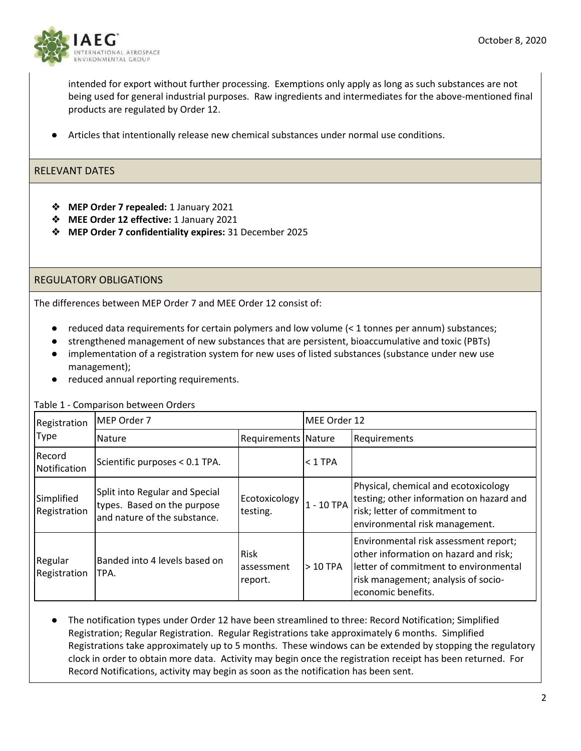intended for export without further processing. Exemptions only apply as long as such substances are not being used for general industrial purposes. Raw ingredients and intermediates for the above-mentioned final products are regulated by Order 12.

- Articles that intentionally release new chemical substances under normal use conditions.

## RELEVANT DATES

- **MEP Order 7 repealed:** 1 January 2021
- **MEE Order 12 effective:** 1 January 2021
- **MEP Order 7 confidentiality expires:** 31 December 2025

## REGULATORY OBLIGATIONS

The differences between MEP Order 7 and MEE Order 12 consist of:

- reduced data requirements for certain polymers and low volume (< 1 tonnes per annum) substances;
- strengthened management of new substances that are persistent, bioaccumulative and toxic (PBTs)
- implementation of a registration system for new uses of listed substances (substance under new use management);
- reduced annual reporting requirements.

Table 1 - Comparison between Orders

| Registration Type | MEP Order 7 | | MEE Order 12 | |
|---|---|---|---|---|
| | Nature | Requirements | Nature | Requirements |
| Record Notification | Scientific purposes < 0.1 TPA. | | < 1 TPA | |
| Simplified Registration | Split into Regular and Special types. Based on the purpose and nature of the substance. | Ecotoxicology testing. | 1 - 10 TPA | Physical, chemical and ecotoxicology testing; other information on hazard and risk; letter of commitment to environmental risk management. |
| Regular Registration | Banded into 4 levels based on TPA. | Risk assessment report. | > 10 TPA | Environmental risk assessment report; other information on hazard and risk; letter of commitment to environmental risk management; analysis of socio-economic benefits. |

- The notification types under Order 12 have been streamlined to three: Record Notification; Simplified Registration; Regular Registration. Regular Registrations take approximately 6 months. Simplified Registrations take approximately up to 5 months. These windows can be extended by stopping the regulatory clock in order to obtain more data. Activity may begin once the registration receipt has been returned. For Record Notifications, activity may begin as soon as the notification has been sent.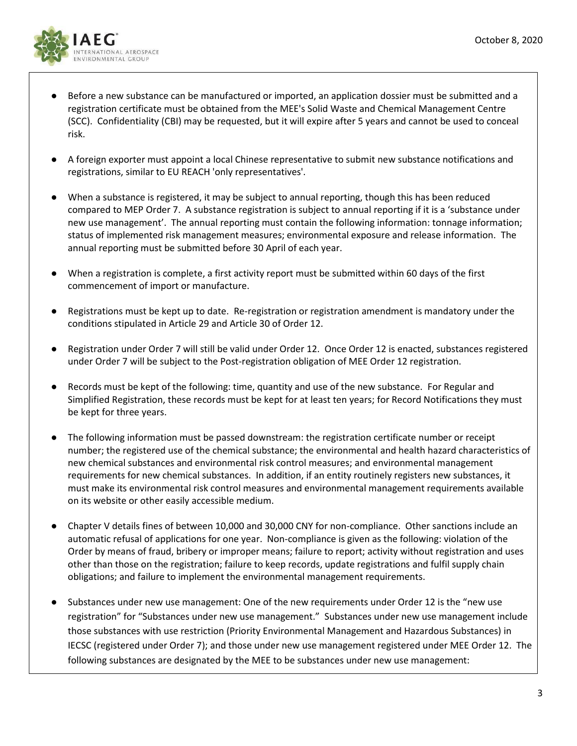- Before a new substance can be manufactured or imported, an application dossier must be submitted and a registration certificate must be obtained from the MEE's Solid Waste and Chemical Management Centre (SCC). Confidentiality (CBI) may be requested, but it will expire after 5 years and cannot be used to conceal risk.

- A foreign exporter must appoint a local Chinese representative to submit new substance notifications and registrations, similar to EU REACH 'only representatives'.

- When a substance is registered, it may be subject to annual reporting, though this has been reduced compared to MEP Order 7. A substance registration is subject to annual reporting if it is a 'substance under new use management'. The annual reporting must contain the following information: tonnage information; status of implemented risk management measures; environmental exposure and release information. The annual reporting must be submitted before 30 April of each year.

- When a registration is complete, a first activity report must be submitted within 60 days of the first commencement of import or manufacture.

- Registrations must be kept up to date. Re-registration or registration amendment is mandatory under the conditions stipulated in Article 29 and Article 30 of Order 12.

- Registration under Order 7 will still be valid under Order 12. Once Order 12 is enacted, substances registered under Order 7 will be subject to the Post-registration obligation of MEE Order 12 registration.

- Records must be kept of the following: time, quantity and use of the new substance. For Regular and Simplified Registration, these records must be kept for at least ten years; for Record Notifications they must be kept for three years.

- The following information must be passed downstream: the registration certificate number or receipt number; the registered use of the chemical substance; the environmental and health hazard characteristics of new chemical substances and environmental risk control measures; and environmental management requirements for new chemical substances. In addition, if an entity routinely registers new substances, it must make its environmental risk control measures and environmental management requirements available on its website or other easily accessible medium.

- Chapter V details fines of between 10,000 and 30,000 CNY for non-compliance. Other sanctions include an automatic refusal of applications for one year. Non-compliance is given as the following: violation of the Order by means of fraud, bribery or improper means; failure to report; activity without registration and uses other than those on the registration; failure to keep records, update registrations and fulfil supply chain obligations; and failure to implement the environmental management requirements.

- Substances under new use management: One of the new requirements under Order 12 is the "new use registration" for "Substances under new use management." Substances under new use management include those substances with use restriction (Priority Environmental Management and Hazardous Substances) in IECSC (registered under Order 7); and those under new use management registered under MEE Order 12. The following substances are designated by the MEE to be substances under new use management: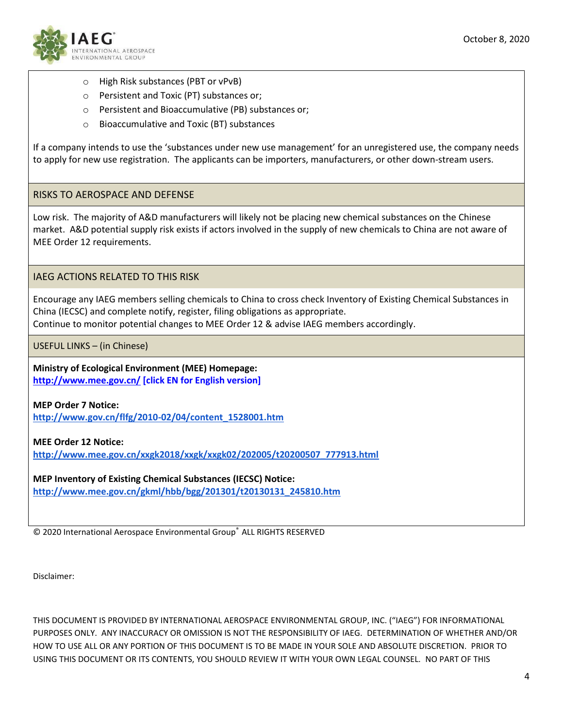- High Risk substances (PBT or vPvB)
- Persistent and Toxic (PT) substances or;
- Persistent and Bioaccumulative (PB) substances or;
- Bioaccumulative and Toxic (BT) substances

If a company intends to use the 'substances under new use management' for an unregistered use, the company needs to apply for new use registration. The applicants can be importers, manufacturers, or other down-stream users.

## RISKS TO AEROSPACE AND DEFENSE

Low risk. The majority of A&D manufacturers will likely not be placing new chemical substances on the Chinese market. A&D potential supply risk exists if actors involved in the supply of new chemicals to China are not aware of MEE Order 12 requirements.

## IAEG ACTIONS RELATED TO THIS RISK

Encourage any IAEG members selling chemicals to China to cross check Inventory of Existing Chemical Substances in China (IECSC) and complete notify, register, filing obligations as appropriate.
Continue to monitor potential changes to MEE Order 12 & advise IAEG members accordingly.

## USEFUL LINKS – (in Chinese)

**Ministry of Ecological Environment (MEE) Homepage:**
**http://www.mee.gov.cn/ [click EN for English version]**

**MEP Order 7 Notice:**
**http://www.gov.cn/flfg/2010-02/04/content_1528001.htm**

**MEE Order 12 Notice:**
**http://www.mee.gov.cn/xxgk2018/xxgk/xxgk02/202005/t20200507_777913.html**

**MEP Inventory of Existing Chemical Substances (IECSC) Notice:**
**http://www.mee.gov.cn/gkml/hbb/bgg/201301/t20130131_245810.htm**

© 2020 International Aerospace Environmental Group® ALL RIGHTS RESERVED

Disclaimer:

THIS DOCUMENT IS PROVIDED BY INTERNATIONAL AEROSPACE ENVIRONMENTAL GROUP, INC. ("IAEG") FOR INFORMATIONAL PURPOSES ONLY. ANY INACCURACY OR OMISSION IS NOT THE RESPONSIBILITY OF IAEG. DETERMINATION OF WHETHER AND/OR HOW TO USE ALL OR ANY PORTION OF THIS DOCUMENT IS TO BE MADE IN YOUR SOLE AND ABSOLUTE DISCRETION. PRIOR TO USING THIS DOCUMENT OR ITS CONTENTS, YOU SHOULD REVIEW IT WITH YOUR OWN LEGAL COUNSEL. NO PART OF THIS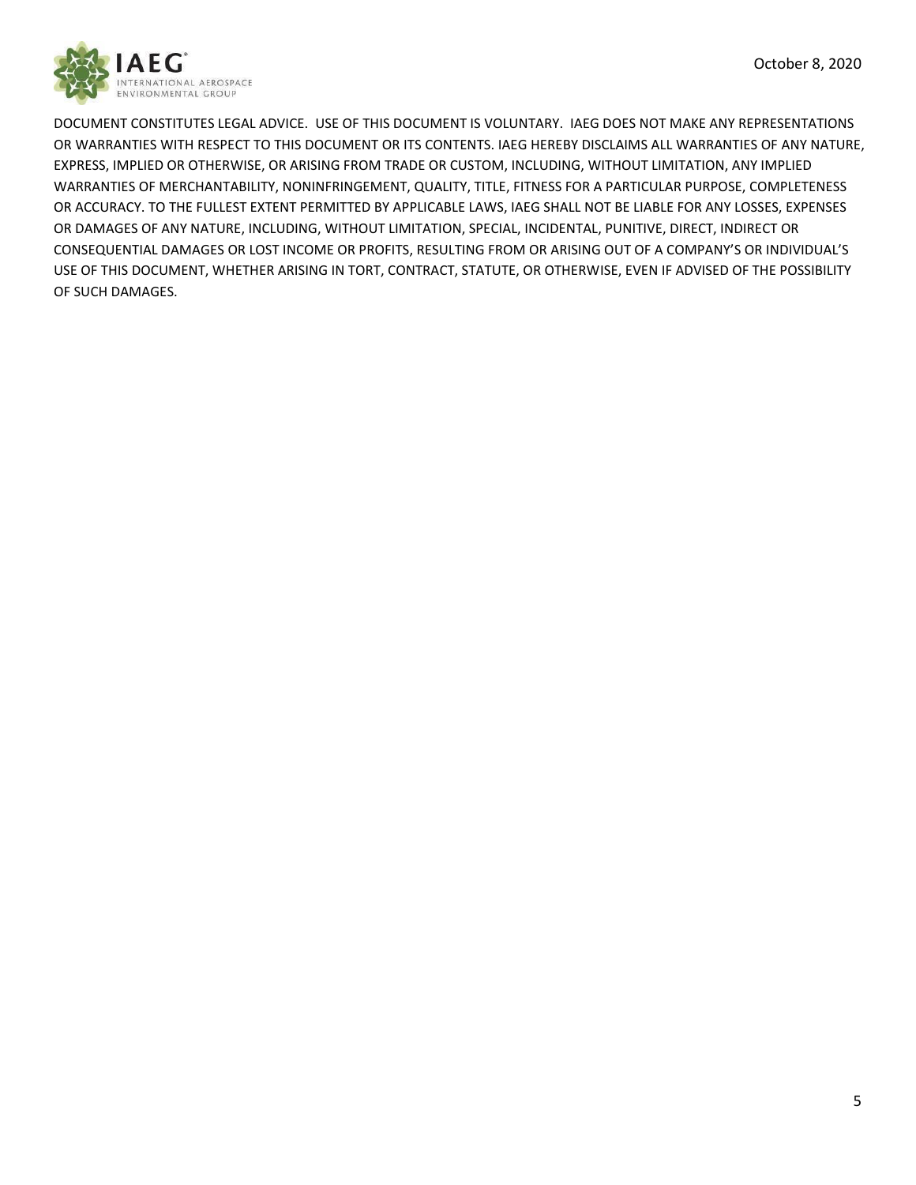DOCUMENT CONSTITUTES LEGAL ADVICE. USE OF THIS DOCUMENT IS VOLUNTARY. IAEG DOES NOT MAKE ANY REPRESENTATIONS OR WARRANTIES WITH RESPECT TO THIS DOCUMENT OR ITS CONTENTS. IAEG HEREBY DISCLAIMS ALL WARRANTIES OF ANY NATURE, EXPRESS, IMPLIED OR OTHERWISE, OR ARISING FROM TRADE OR CUSTOM, INCLUDING, WITHOUT LIMITATION, ANY IMPLIED WARRANTIES OF MERCHANTABILITY, NONINFRINGEMENT, QUALITY, TITLE, FITNESS FOR A PARTICULAR PURPOSE, COMPLETENESS OR ACCURACY. TO THE FULLEST EXTENT PERMITTED BY APPLICABLE LAWS, IAEG SHALL NOT BE LIABLE FOR ANY LOSSES, EXPENSES OR DAMAGES OF ANY NATURE, INCLUDING, WITHOUT LIMITATION, SPECIAL, INCIDENTAL, PUNITIVE, DIRECT, INDIRECT OR CONSEQUENTIAL DAMAGES OR LOST INCOME OR PROFITS, RESULTING FROM OR ARISING OUT OF A COMPANY'S OR INDIVIDUAL'S USE OF THIS DOCUMENT, WHETHER ARISING IN TORT, CONTRACT, STATUTE, OR OTHERWISE, EVEN IF ADVISED OF THE POSSIBILITY OF SUCH DAMAGES.